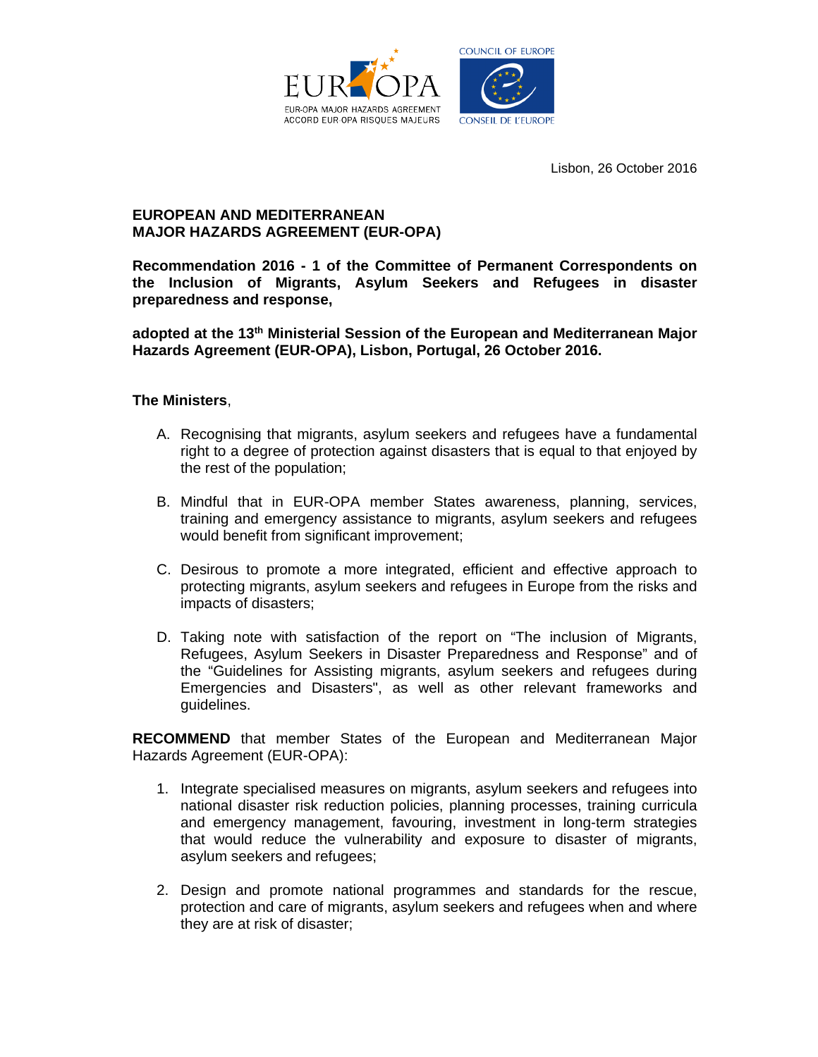Lisbon, 26 October 2016

**EUROPEAN AND MEDITERRANEAN MAJOR HAZARDS AGREEMENT (EUR-OPA)**

**Recommendation 2016 - 1 of the Committee of Permanent Correspondents on the Inclusion of Migrants, Asylum Seekers and Refugees in disaster preparedness and response,**

**adopted at the 13th Ministerial Session of the European and Mediterranean Major Hazards Agreement (EUR-OPA), Lisbon, Portugal, 26 October 2016.**

**The Ministers**,

A. Recognising that migrants, asylum seekers and refugees have a fundamental right to a degree of protection against disasters that is equal to that enjoyed by the rest of the population;

B. Mindful that in EUR-OPA member States awareness, planning, services, training and emergency assistance to migrants, asylum seekers and refugees would benefit from significant improvement;

C. Desirous to promote a more integrated, efficient and effective approach to protecting migrants, asylum seekers and refugees in Europe from the risks and impacts of disasters;

D. Taking note with satisfaction of the report on "The inclusion of Migrants, Refugees, Asylum Seekers in Disaster Preparedness and Response" and of the "Guidelines for Assisting migrants, asylum seekers and refugees during Emergencies and Disasters", as well as other relevant frameworks and guidelines.

**RECOMMEND** that member States of the European and Mediterranean Major Hazards Agreement (EUR-OPA):

1. Integrate specialised measures on migrants, asylum seekers and refugees into national disaster risk reduction policies, planning processes, training curricula and emergency management, favouring, investment in long-term strategies that would reduce the vulnerability and exposure to disaster of migrants, asylum seekers and refugees;

2. Design and promote national programmes and standards for the rescue, protection and care of migrants, asylum seekers and refugees when and where they are at risk of disaster;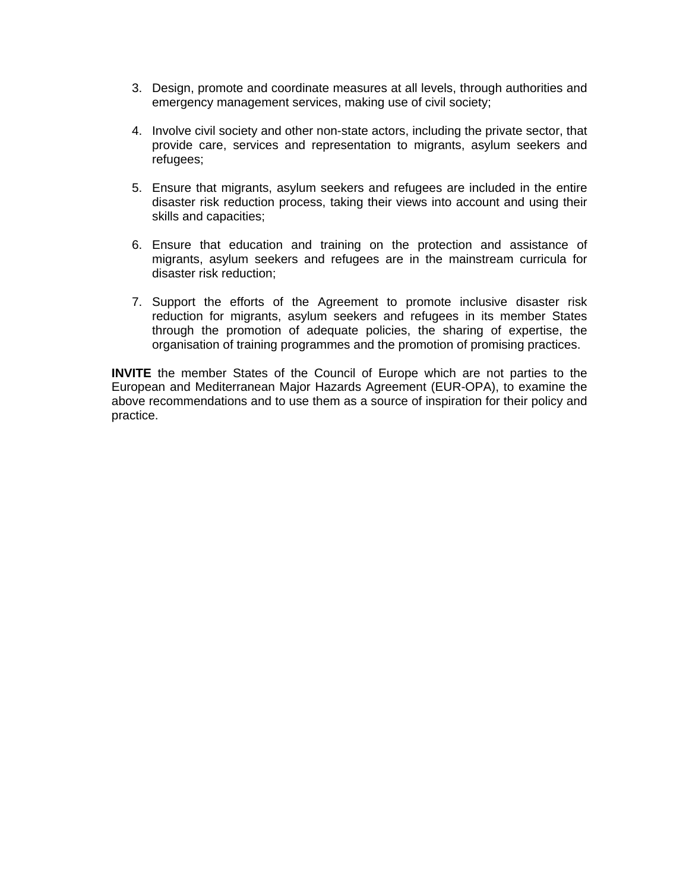3. Design, promote and coordinate measures at all levels, through authorities and emergency management services, making use of civil society;

4. Involve civil society and other non-state actors, including the private sector, that provide care, services and representation to migrants, asylum seekers and refugees;

5. Ensure that migrants, asylum seekers and refugees are included in the entire disaster risk reduction process, taking their views into account and using their skills and capacities;

6. Ensure that education and training on the protection and assistance of migrants, asylum seekers and refugees are in the mainstream curricula for disaster risk reduction;

7. Support the efforts of the Agreement to promote inclusive disaster risk reduction for migrants, asylum seekers and refugees in its member States through the promotion of adequate policies, the sharing of expertise, the organisation of training programmes and the promotion of promising practices.

**INVITE** the member States of the Council of Europe which are not parties to the European and Mediterranean Major Hazards Agreement (EUR-OPA), to examine the above recommendations and to use them as a source of inspiration for their policy and practice.